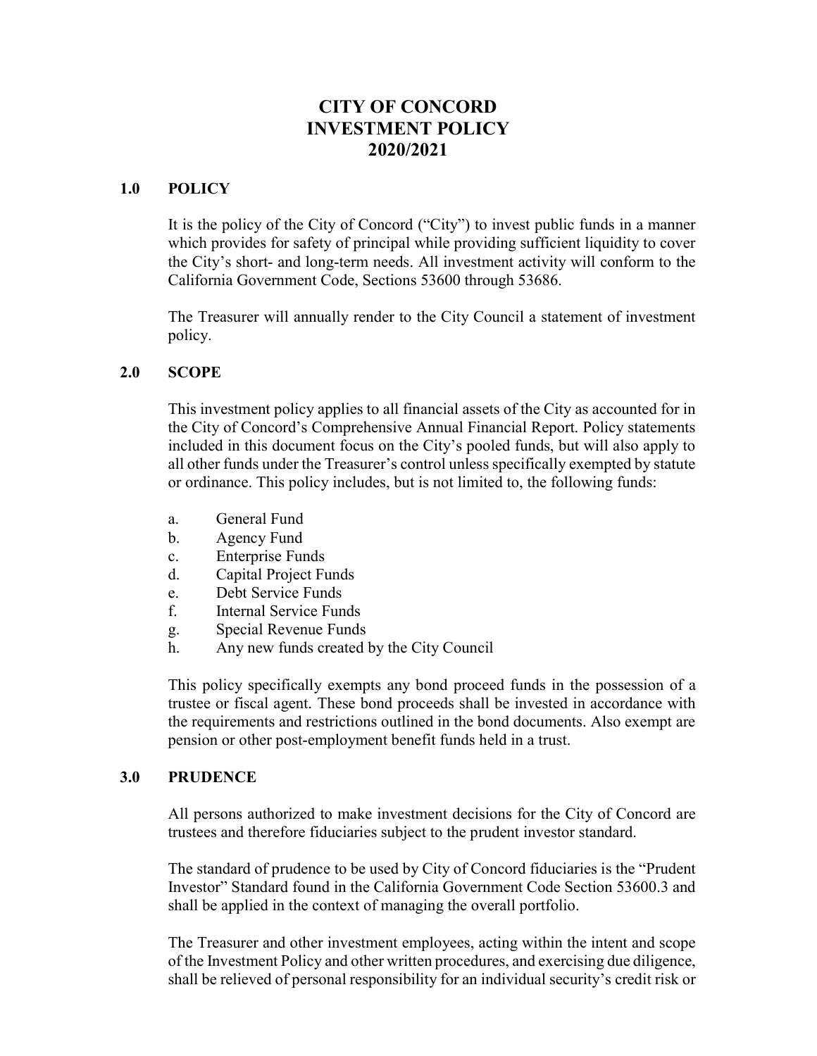# CITY OF CONCORD
# INVESTMENT POLICY
# 2020/2021

## 1.0 POLICY

It is the policy of the City of Concord ("City") to invest public funds in a manner which provides for safety of principal while providing sufficient liquidity to cover the City's short- and long-term needs. All investment activity will conform to the California Government Code, Sections 53600 through 53686.

The Treasurer will annually render to the City Council a statement of investment policy.

## 2.0 SCOPE

This investment policy applies to all financial assets of the City as accounted for in the City of Concord's Comprehensive Annual Financial Report. Policy statements included in this document focus on the City's pooled funds, but will also apply to all other funds under the Treasurer's control unless specifically exempted by statute or ordinance. This policy includes, but is not limited to, the following funds:

a. General Fund
b. Agency Fund
c. Enterprise Funds
d. Capital Project Funds
e. Debt Service Funds
f. Internal Service Funds
g. Special Revenue Funds
h. Any new funds created by the City Council

This policy specifically exempts any bond proceed funds in the possession of a trustee or fiscal agent. These bond proceeds shall be invested in accordance with the requirements and restrictions outlined in the bond documents. Also exempt are pension or other post-employment benefit funds held in a trust.

## 3.0 PRUDENCE

All persons authorized to make investment decisions for the City of Concord are trustees and therefore fiduciaries subject to the prudent investor standard.

The standard of prudence to be used by City of Concord fiduciaries is the "Prudent Investor" Standard found in the California Government Code Section 53600.3 and shall be applied in the context of managing the overall portfolio.

The Treasurer and other investment employees, acting within the intent and scope of the Investment Policy and other written procedures, and exercising due diligence, shall be relieved of personal responsibility for an individual security's credit risk or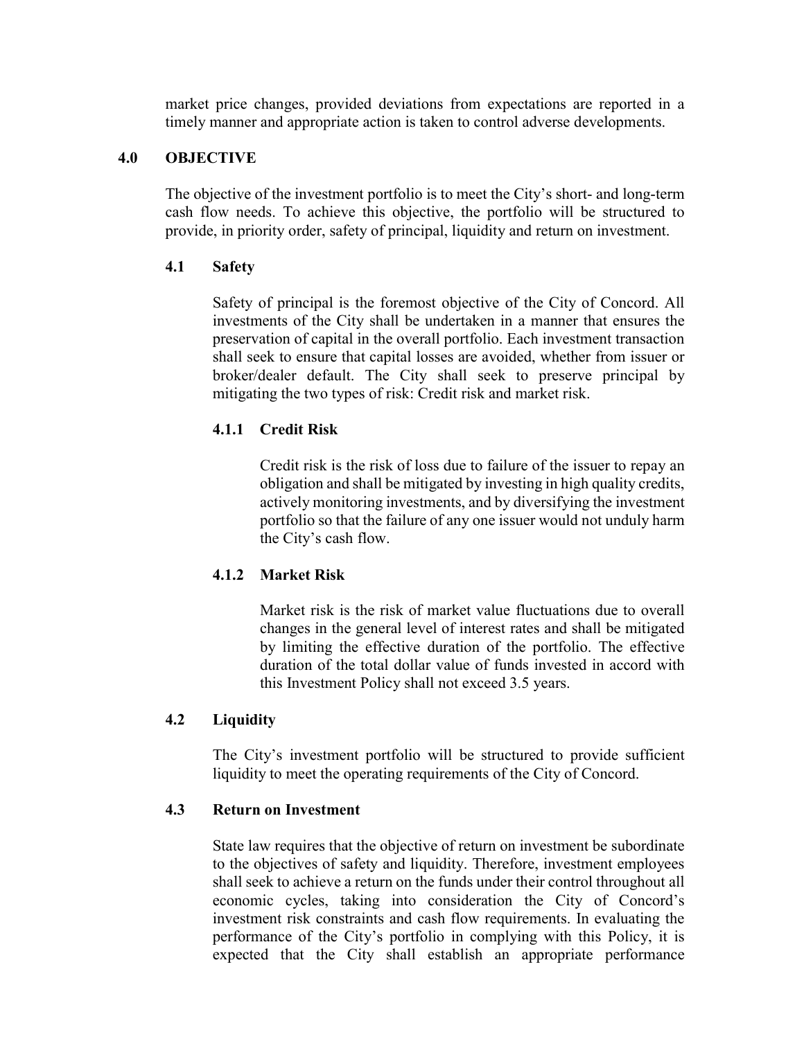market price changes, provided deviations from expectations are reported in a timely manner and appropriate action is taken to control adverse developments.

## 4.0 OBJECTIVE

The objective of the investment portfolio is to meet the City's short- and long-term cash flow needs. To achieve this objective, the portfolio will be structured to provide, in priority order, safety of principal, liquidity and return on investment.

### 4.1 Safety

Safety of principal is the foremost objective of the City of Concord. All investments of the City shall be undertaken in a manner that ensures the preservation of capital in the overall portfolio. Each investment transaction shall seek to ensure that capital losses are avoided, whether from issuer or broker/dealer default. The City shall seek to preserve principal by mitigating the two types of risk: Credit risk and market risk.

#### 4.1.1 Credit Risk

Credit risk is the risk of loss due to failure of the issuer to repay an obligation and shall be mitigated by investing in high quality credits, actively monitoring investments, and by diversifying the investment portfolio so that the failure of any one issuer would not unduly harm the City's cash flow.

#### 4.1.2 Market Risk

Market risk is the risk of market value fluctuations due to overall changes in the general level of interest rates and shall be mitigated by limiting the effective duration of the portfolio. The effective duration of the total dollar value of funds invested in accord with this Investment Policy shall not exceed 3.5 years.

### 4.2 Liquidity

The City's investment portfolio will be structured to provide sufficient liquidity to meet the operating requirements of the City of Concord.

### 4.3 Return on Investment

State law requires that the objective of return on investment be subordinate to the objectives of safety and liquidity. Therefore, investment employees shall seek to achieve a return on the funds under their control throughout all economic cycles, taking into consideration the City of Concord's investment risk constraints and cash flow requirements. In evaluating the performance of the City's portfolio in complying with this Policy, it is expected that the City shall establish an appropriate performance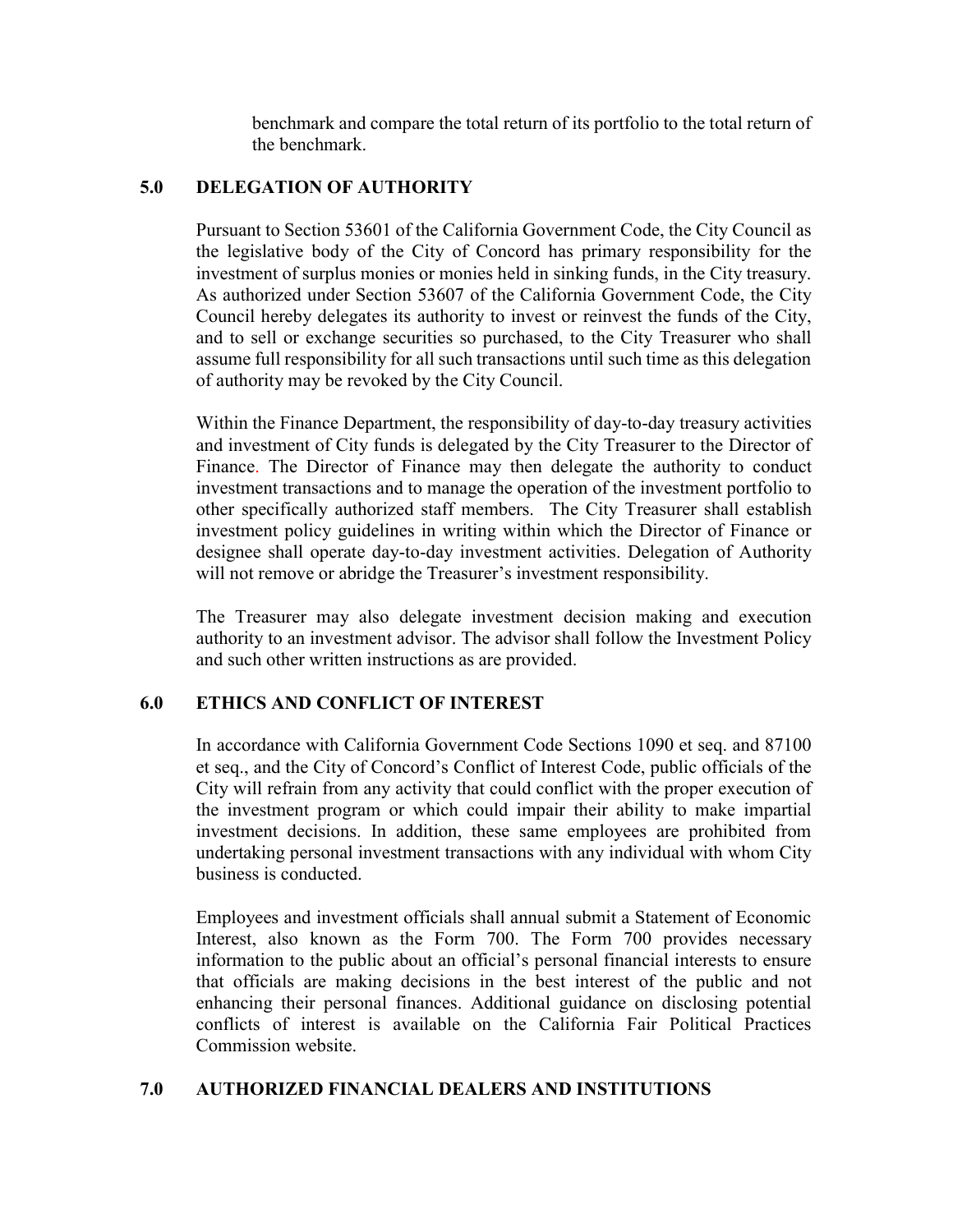benchmark and compare the total return of its portfolio to the total return of the benchmark.

## 5.0 DELEGATION OF AUTHORITY

Pursuant to Section 53601 of the California Government Code, the City Council as the legislative body of the City of Concord has primary responsibility for the investment of surplus monies or monies held in sinking funds, in the City treasury. As authorized under Section 53607 of the California Government Code, the City Council hereby delegates its authority to invest or reinvest the funds of the City, and to sell or exchange securities so purchased, to the City Treasurer who shall assume full responsibility for all such transactions until such time as this delegation of authority may be revoked by the City Council.

Within the Finance Department, the responsibility of day-to-day treasury activities and investment of City funds is delegated by the City Treasurer to the Director of Finance. The Director of Finance may then delegate the authority to conduct investment transactions and to manage the operation of the investment portfolio to other specifically authorized staff members. The City Treasurer shall establish investment policy guidelines in writing within which the Director of Finance or designee shall operate day-to-day investment activities. Delegation of Authority will not remove or abridge the Treasurer's investment responsibility.

The Treasurer may also delegate investment decision making and execution authority to an investment advisor. The advisor shall follow the Investment Policy and such other written instructions as are provided.

## 6.0 ETHICS AND CONFLICT OF INTEREST

In accordance with California Government Code Sections 1090 et seq. and 87100 et seq., and the City of Concord's Conflict of Interest Code, public officials of the City will refrain from any activity that could conflict with the proper execution of the investment program or which could impair their ability to make impartial investment decisions. In addition, these same employees are prohibited from undertaking personal investment transactions with any individual with whom City business is conducted.

Employees and investment officials shall annual submit a Statement of Economic Interest, also known as the Form 700. The Form 700 provides necessary information to the public about an official's personal financial interests to ensure that officials are making decisions in the best interest of the public and not enhancing their personal finances. Additional guidance on disclosing potential conflicts of interest is available on the California Fair Political Practices Commission website.

## 7.0 AUTHORIZED FINANCIAL DEALERS AND INSTITUTIONS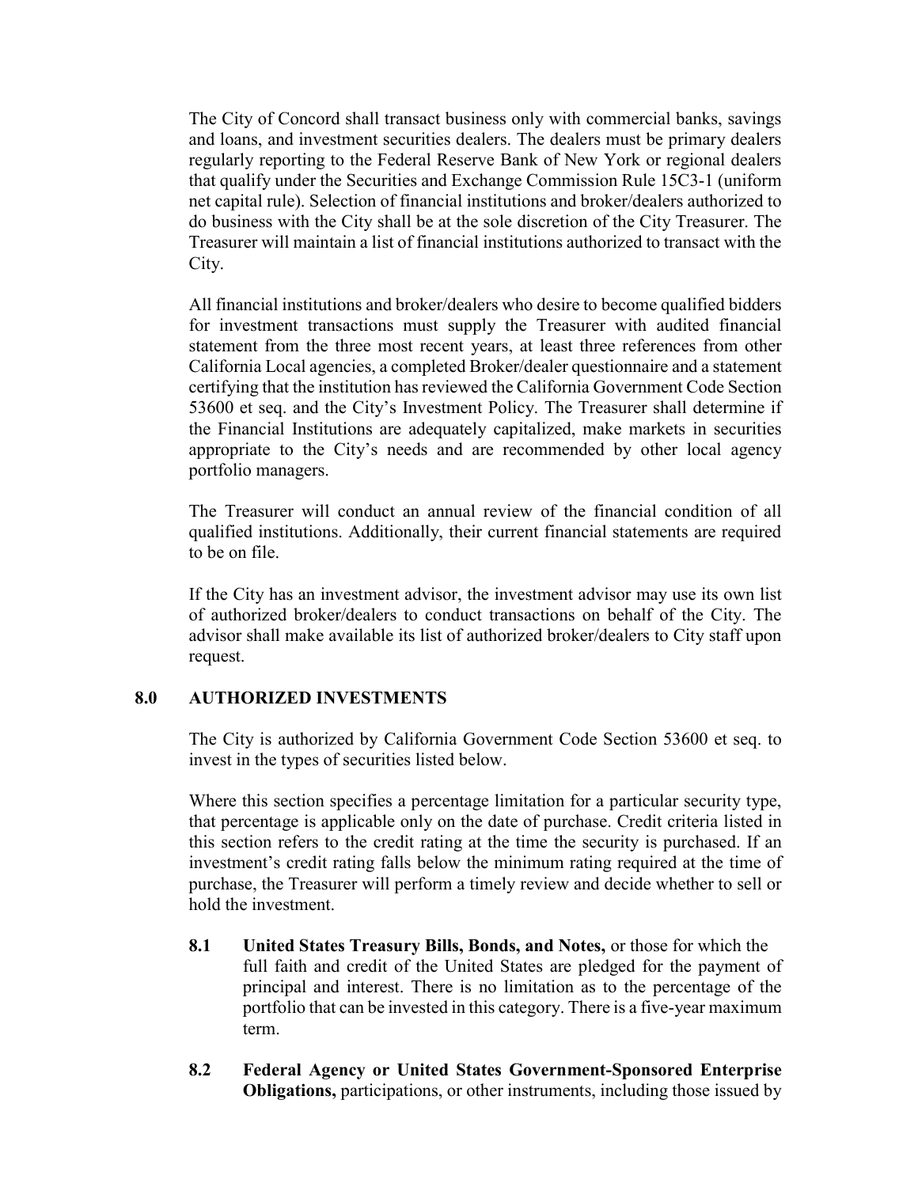The City of Concord shall transact business only with commercial banks, savings and loans, and investment securities dealers. The dealers must be primary dealers regularly reporting to the Federal Reserve Bank of New York or regional dealers that qualify under the Securities and Exchange Commission Rule 15C3-1 (uniform net capital rule). Selection of financial institutions and broker/dealers authorized to do business with the City shall be at the sole discretion of the City Treasurer. The Treasurer will maintain a list of financial institutions authorized to transact with the City.

All financial institutions and broker/dealers who desire to become qualified bidders for investment transactions must supply the Treasurer with audited financial statement from the three most recent years, at least three references from other California Local agencies, a completed Broker/dealer questionnaire and a statement certifying that the institution has reviewed the California Government Code Section 53600 et seq. and the City's Investment Policy. The Treasurer shall determine if the Financial Institutions are adequately capitalized, make markets in securities appropriate to the City's needs and are recommended by other local agency portfolio managers.

The Treasurer will conduct an annual review of the financial condition of all qualified institutions. Additionally, their current financial statements are required to be on file.

If the City has an investment advisor, the investment advisor may use its own list of authorized broker/dealers to conduct transactions on behalf of the City. The advisor shall make available its list of authorized broker/dealers to City staff upon request.

## 8.0 AUTHORIZED INVESTMENTS

The City is authorized by California Government Code Section 53600 et seq. to invest in the types of securities listed below.

Where this section specifies a percentage limitation for a particular security type, that percentage is applicable only on the date of purchase. Credit criteria listed in this section refers to the credit rating at the time the security is purchased. If an investment's credit rating falls below the minimum rating required at the time of purchase, the Treasurer will perform a timely review and decide whether to sell or hold the investment.

**8.1 United States Treasury Bills, Bonds, and Notes,** or those for which the full faith and credit of the United States are pledged for the payment of principal and interest. There is no limitation as to the percentage of the portfolio that can be invested in this category. There is a five-year maximum term.

**8.2 Federal Agency or United States Government-Sponsored Enterprise Obligations,** participations, or other instruments, including those issued by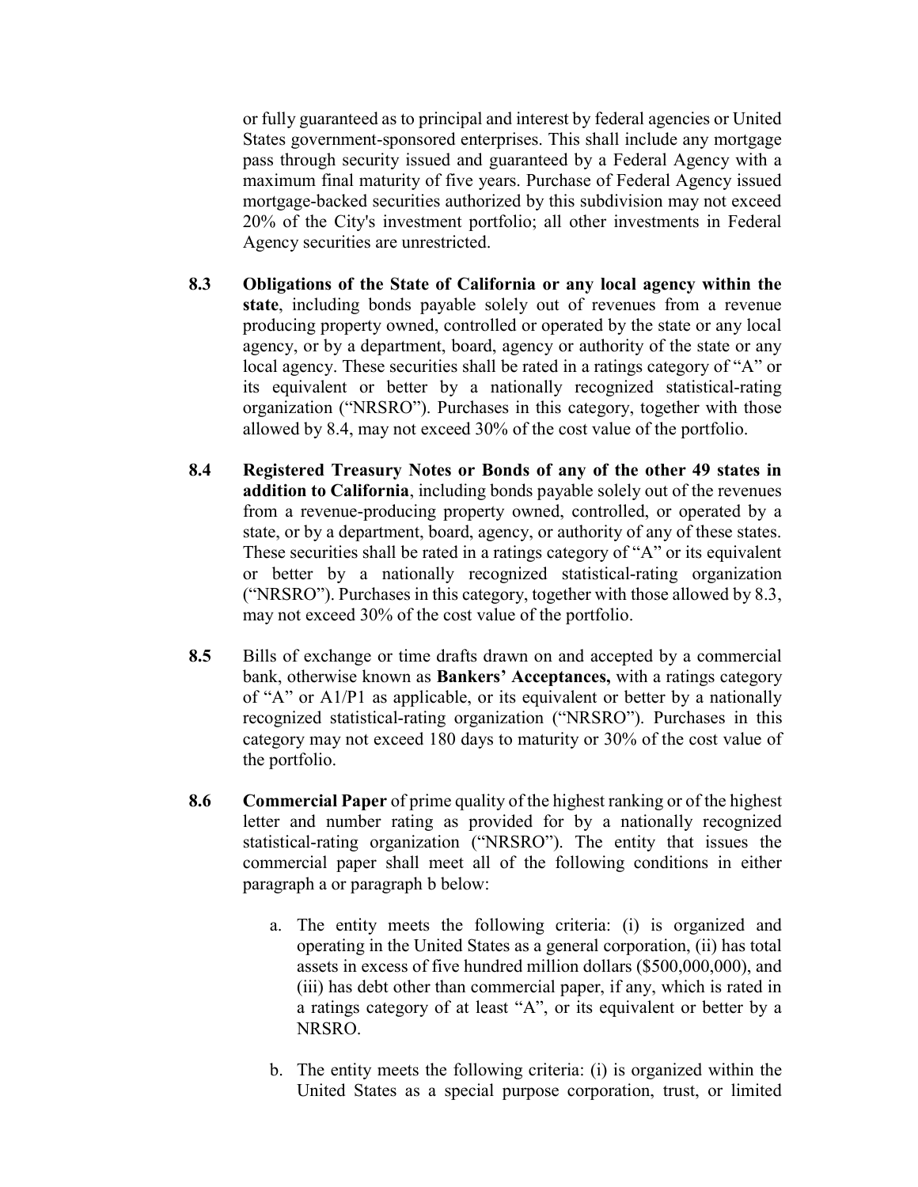or fully guaranteed as to principal and interest by federal agencies or United States government-sponsored enterprises. This shall include any mortgage pass through security issued and guaranteed by a Federal Agency with a maximum final maturity of five years. Purchase of Federal Agency issued mortgage-backed securities authorized by this subdivision may not exceed 20% of the City's investment portfolio; all other investments in Federal Agency securities are unrestricted.

**8.3** **Obligations of the State of California or any local agency within the state**, including bonds payable solely out of revenues from a revenue producing property owned, controlled or operated by the state or any local agency, or by a department, board, agency or authority of the state or any local agency. These securities shall be rated in a ratings category of "A" or its equivalent or better by a nationally recognized statistical-rating organization ("NRSRO"). Purchases in this category, together with those allowed by 8.4, may not exceed 30% of the cost value of the portfolio.

**8.4** **Registered Treasury Notes or Bonds of any of the other 49 states in addition to California**, including bonds payable solely out of the revenues from a revenue-producing property owned, controlled, or operated by a state, or by a department, board, agency, or authority of any of these states. These securities shall be rated in a ratings category of "A" or its equivalent or better by a nationally recognized statistical-rating organization ("NRSRO"). Purchases in this category, together with those allowed by 8.3, may not exceed 30% of the cost value of the portfolio.

**8.5** Bills of exchange or time drafts drawn on and accepted by a commercial bank, otherwise known as **Bankers' Acceptances,** with a ratings category of "A" or A1/P1 as applicable, or its equivalent or better by a nationally recognized statistical-rating organization ("NRSRO"). Purchases in this category may not exceed 180 days to maturity or 30% of the cost value of the portfolio.

**8.6** **Commercial Paper** of prime quality of the highest ranking or of the highest letter and number rating as provided for by a nationally recognized statistical-rating organization ("NRSRO"). The entity that issues the commercial paper shall meet all of the following conditions in either paragraph a or paragraph b below:

a. The entity meets the following criteria: (i) is organized and operating in the United States as a general corporation, (ii) has total assets in excess of five hundred million dollars ($500,000,000), and (iii) has debt other than commercial paper, if any, which is rated in a ratings category of at least "A", or its equivalent or better by a NRSRO.

b. The entity meets the following criteria: (i) is organized within the United States as a special purpose corporation, trust, or limited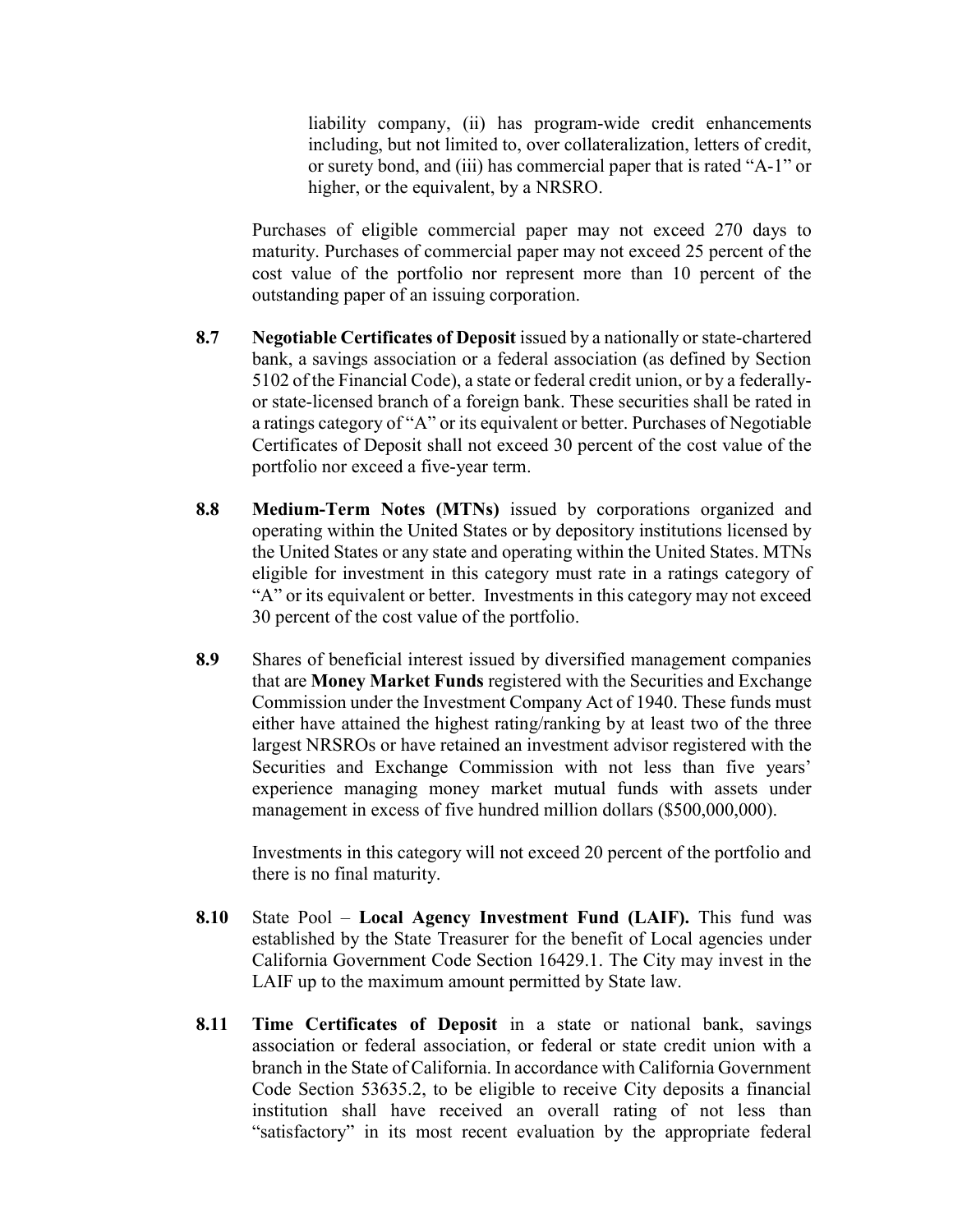liability company, (ii) has program-wide credit enhancements including, but not limited to, over collateralization, letters of credit, or surety bond, and (iii) has commercial paper that is rated "A-1" or higher, or the equivalent, by a NRSRO.

Purchases of eligible commercial paper may not exceed 270 days to maturity. Purchases of commercial paper may not exceed 25 percent of the cost value of the portfolio nor represent more than 10 percent of the outstanding paper of an issuing corporation.

**8.7** **Negotiable Certificates of Deposit** issued by a nationally or state-chartered bank, a savings association or a federal association (as defined by Section 5102 of the Financial Code), a state or federal credit union, or by a federally- or state-licensed branch of a foreign bank. These securities shall be rated in a ratings category of "A" or its equivalent or better. Purchases of Negotiable Certificates of Deposit shall not exceed 30 percent of the cost value of the portfolio nor exceed a five-year term.

**8.8** **Medium-Term Notes (MTNs)** issued by corporations organized and operating within the United States or by depository institutions licensed by the United States or any state and operating within the United States. MTNs eligible for investment in this category must rate in a ratings category of "A" or its equivalent or better. Investments in this category may not exceed 30 percent of the cost value of the portfolio.

**8.9** Shares of beneficial interest issued by diversified management companies that are **Money Market Funds** registered with the Securities and Exchange Commission under the Investment Company Act of 1940. These funds must either have attained the highest rating/ranking by at least two of the three largest NRSROs or have retained an investment advisor registered with the Securities and Exchange Commission with not less than five years' experience managing money market mutual funds with assets under management in excess of five hundred million dollars ($500,000,000).

Investments in this category will not exceed 20 percent of the portfolio and there is no final maturity.

**8.10** State Pool – **Local Agency Investment Fund (LAIF).** This fund was established by the State Treasurer for the benefit of Local agencies under California Government Code Section 16429.1. The City may invest in the LAIF up to the maximum amount permitted by State law.

**8.11** **Time Certificates of Deposit** in a state or national bank, savings association or federal association, or federal or state credit union with a branch in the State of California. In accordance with California Government Code Section 53635.2, to be eligible to receive City deposits a financial institution shall have received an overall rating of not less than "satisfactory" in its most recent evaluation by the appropriate federal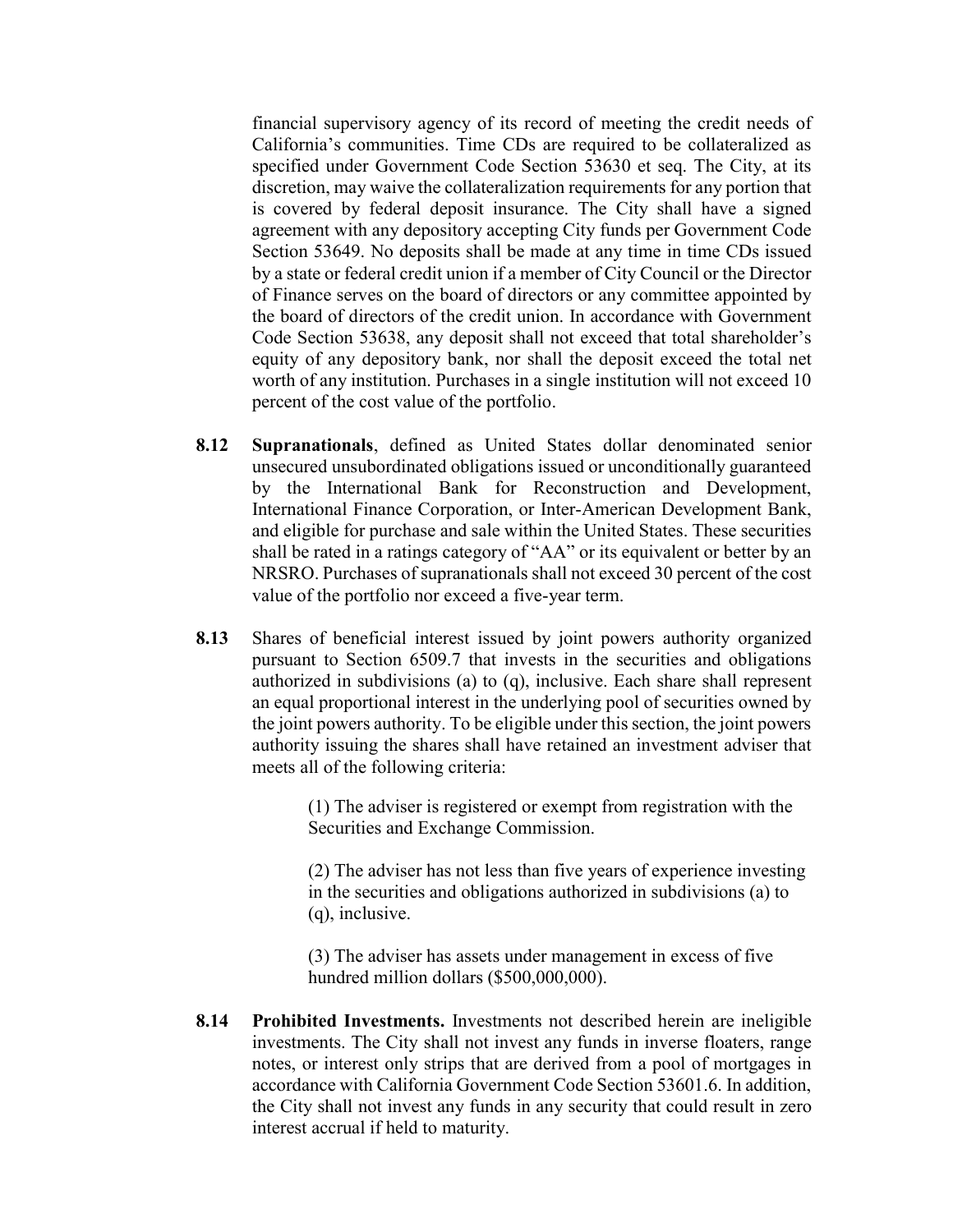financial supervisory agency of its record of meeting the credit needs of California's communities. Time CDs are required to be collateralized as specified under Government Code Section 53630 et seq. The City, at its discretion, may waive the collateralization requirements for any portion that is covered by federal deposit insurance. The City shall have a signed agreement with any depository accepting City funds per Government Code Section 53649. No deposits shall be made at any time in time CDs issued by a state or federal credit union if a member of City Council or the Director of Finance serves on the board of directors or any committee appointed by the board of directors of the credit union. In accordance with Government Code Section 53638, any deposit shall not exceed that total shareholder's equity of any depository bank, nor shall the deposit exceed the total net worth of any institution. Purchases in a single institution will not exceed 10 percent of the cost value of the portfolio.

**8.12** **Supranationals**, defined as United States dollar denominated senior unsecured unsubordinated obligations issued or unconditionally guaranteed by the International Bank for Reconstruction and Development, International Finance Corporation, or Inter-American Development Bank, and eligible for purchase and sale within the United States. These securities shall be rated in a ratings category of "AA" or its equivalent or better by an NRSRO. Purchases of supranationals shall not exceed 30 percent of the cost value of the portfolio nor exceed a five-year term.

**8.13** Shares of beneficial interest issued by joint powers authority organized pursuant to Section 6509.7 that invests in the securities and obligations authorized in subdivisions (a) to (q), inclusive. Each share shall represent an equal proportional interest in the underlying pool of securities owned by the joint powers authority. To be eligible under this section, the joint powers authority issuing the shares shall have retained an investment adviser that meets all of the following criteria:

> (1) The adviser is registered or exempt from registration with the Securities and Exchange Commission.
>
> (2) The adviser has not less than five years of experience investing in the securities and obligations authorized in subdivisions (a) to (q), inclusive.
>
> (3) The adviser has assets under management in excess of five hundred million dollars ($500,000,000).

**8.14** **Prohibited Investments.** Investments not described herein are ineligible investments. The City shall not invest any funds in inverse floaters, range notes, or interest only strips that are derived from a pool of mortgages in accordance with California Government Code Section 53601.6. In addition, the City shall not invest any funds in any security that could result in zero interest accrual if held to maturity.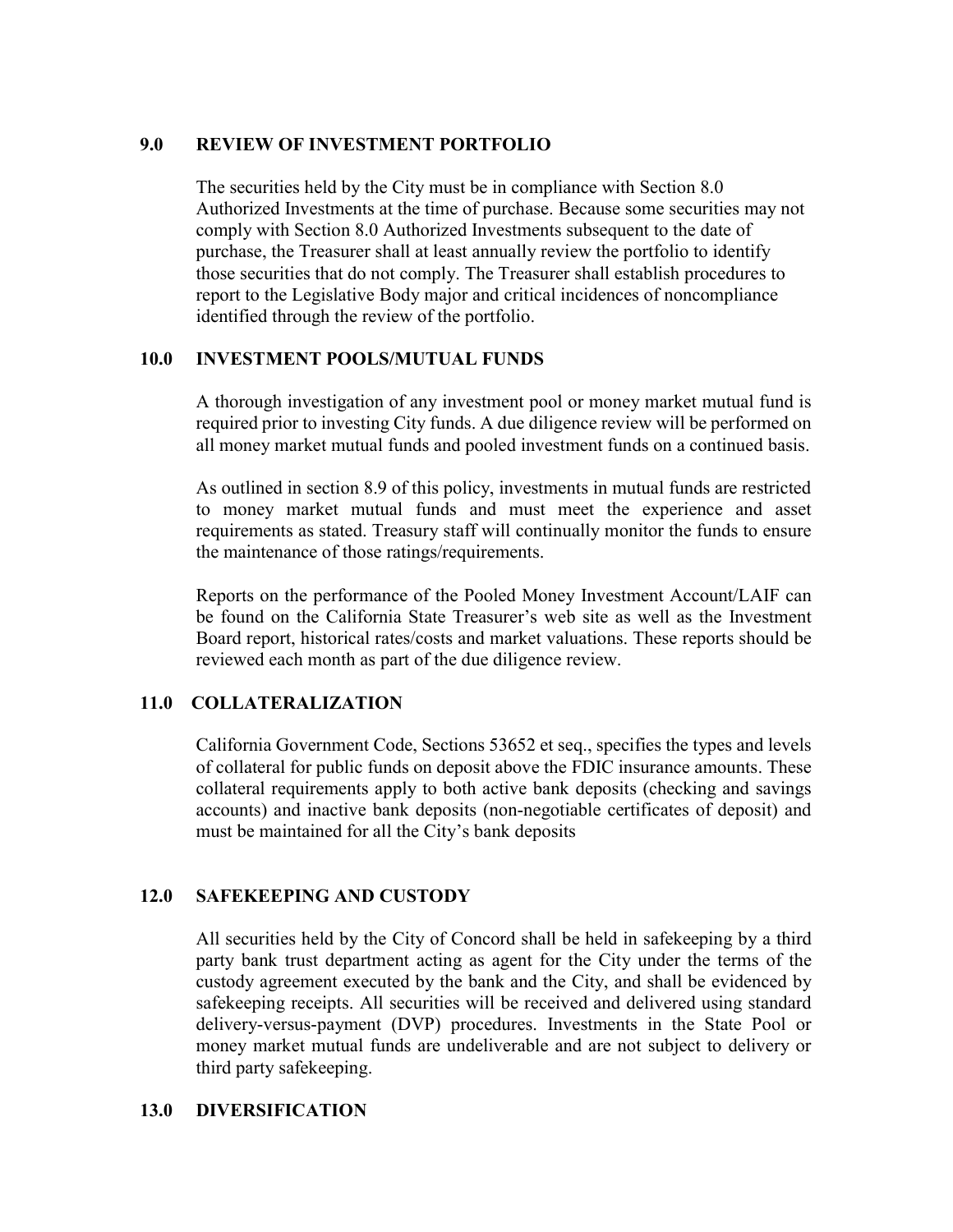## 9.0 REVIEW OF INVESTMENT PORTFOLIO

The securities held by the City must be in compliance with Section 8.0 Authorized Investments at the time of purchase. Because some securities may not comply with Section 8.0 Authorized Investments subsequent to the date of purchase, the Treasurer shall at least annually review the portfolio to identify those securities that do not comply. The Treasurer shall establish procedures to report to the Legislative Body major and critical incidences of noncompliance identified through the review of the portfolio.

## 10.0 INVESTMENT POOLS/MUTUAL FUNDS

A thorough investigation of any investment pool or money market mutual fund is required prior to investing City funds. A due diligence review will be performed on all money market mutual funds and pooled investment funds on a continued basis.

As outlined in section 8.9 of this policy, investments in mutual funds are restricted to money market mutual funds and must meet the experience and asset requirements as stated. Treasury staff will continually monitor the funds to ensure the maintenance of those ratings/requirements.

Reports on the performance of the Pooled Money Investment Account/LAIF can be found on the California State Treasurer's web site as well as the Investment Board report, historical rates/costs and market valuations. These reports should be reviewed each month as part of the due diligence review.

## 11.0 COLLATERALIZATION

California Government Code, Sections 53652 et seq., specifies the types and levels of collateral for public funds on deposit above the FDIC insurance amounts. These collateral requirements apply to both active bank deposits (checking and savings accounts) and inactive bank deposits (non-negotiable certificates of deposit) and must be maintained for all the City's bank deposits

## 12.0 SAFEKEEPING AND CUSTODY

All securities held by the City of Concord shall be held in safekeeping by a third party bank trust department acting as agent for the City under the terms of the custody agreement executed by the bank and the City, and shall be evidenced by safekeeping receipts. All securities will be received and delivered using standard delivery-versus-payment (DVP) procedures. Investments in the State Pool or money market mutual funds are undeliverable and are not subject to delivery or third party safekeeping.

## 13.0 DIVERSIFICATION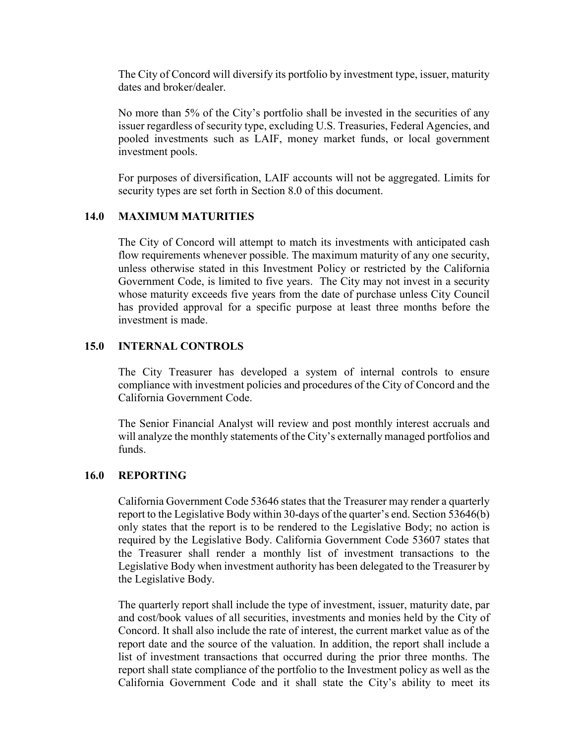The City of Concord will diversify its portfolio by investment type, issuer, maturity dates and broker/dealer.

No more than 5% of the City's portfolio shall be invested in the securities of any issuer regardless of security type, excluding U.S. Treasuries, Federal Agencies, and pooled investments such as LAIF, money market funds, or local government investment pools.

For purposes of diversification, LAIF accounts will not be aggregated. Limits for security types are set forth in Section 8.0 of this document.

## 14.0 MAXIMUM MATURITIES

The City of Concord will attempt to match its investments with anticipated cash flow requirements whenever possible. The maximum maturity of any one security, unless otherwise stated in this Investment Policy or restricted by the California Government Code, is limited to five years. The City may not invest in a security whose maturity exceeds five years from the date of purchase unless City Council has provided approval for a specific purpose at least three months before the investment is made.

## 15.0 INTERNAL CONTROLS

The City Treasurer has developed a system of internal controls to ensure compliance with investment policies and procedures of the City of Concord and the California Government Code.

The Senior Financial Analyst will review and post monthly interest accruals and will analyze the monthly statements of the City's externally managed portfolios and funds.

## 16.0 REPORTING

California Government Code 53646 states that the Treasurer may render a quarterly report to the Legislative Body within 30-days of the quarter's end. Section 53646(b) only states that the report is to be rendered to the Legislative Body; no action is required by the Legislative Body. California Government Code 53607 states that the Treasurer shall render a monthly list of investment transactions to the Legislative Body when investment authority has been delegated to the Treasurer by the Legislative Body.

The quarterly report shall include the type of investment, issuer, maturity date, par and cost/book values of all securities, investments and monies held by the City of Concord. It shall also include the rate of interest, the current market value as of the report date and the source of the valuation. In addition, the report shall include a list of investment transactions that occurred during the prior three months. The report shall state compliance of the portfolio to the Investment policy as well as the California Government Code and it shall state the City's ability to meet its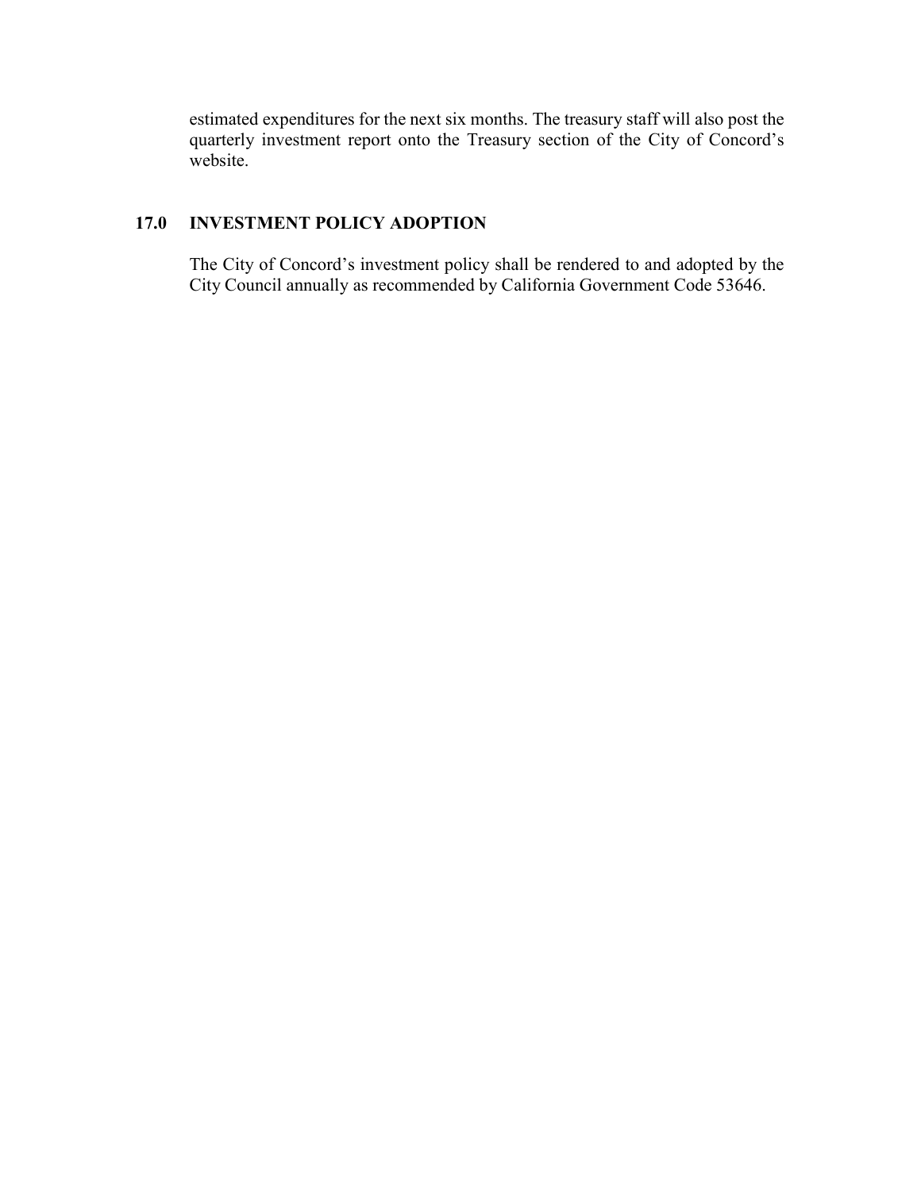estimated expenditures for the next six months. The treasury staff will also post the quarterly investment report onto the Treasury section of the City of Concord's website.

## 17.0 INVESTMENT POLICY ADOPTION

The City of Concord's investment policy shall be rendered to and adopted by the City Council annually as recommended by California Government Code 53646.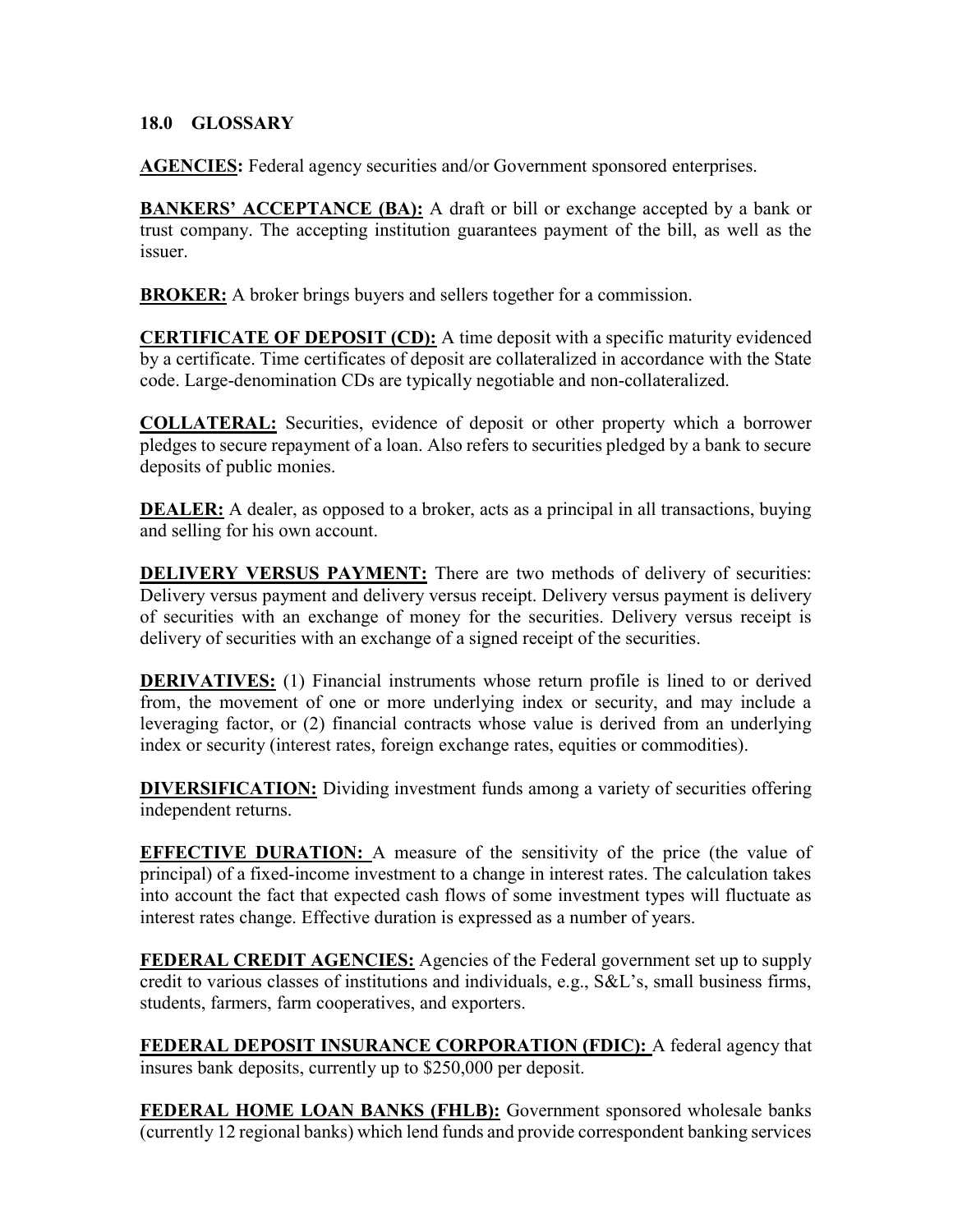## 18.0 GLOSSARY

**AGENCIES:** Federal agency securities and/or Government sponsored enterprises.

**BANKERS' ACCEPTANCE (BA):** A draft or bill or exchange accepted by a bank or trust company. The accepting institution guarantees payment of the bill, as well as the issuer.

**BROKER:** A broker brings buyers and sellers together for a commission.

**CERTIFICATE OF DEPOSIT (CD):** A time deposit with a specific maturity evidenced by a certificate. Time certificates of deposit are collateralized in accordance with the State code. Large-denomination CDs are typically negotiable and non-collateralized.

**COLLATERAL:** Securities, evidence of deposit or other property which a borrower pledges to secure repayment of a loan. Also refers to securities pledged by a bank to secure deposits of public monies.

**DEALER:** A dealer, as opposed to a broker, acts as a principal in all transactions, buying and selling for his own account.

**DELIVERY VERSUS PAYMENT:** There are two methods of delivery of securities: Delivery versus payment and delivery versus receipt. Delivery versus payment is delivery of securities with an exchange of money for the securities. Delivery versus receipt is delivery of securities with an exchange of a signed receipt of the securities.

**DERIVATIVES:** (1) Financial instruments whose return profile is lined to or derived from, the movement of one or more underlying index or security, and may include a leveraging factor, or (2) financial contracts whose value is derived from an underlying index or security (interest rates, foreign exchange rates, equities or commodities).

**DIVERSIFICATION:** Dividing investment funds among a variety of securities offering independent returns.

**EFFECTIVE DURATION:** A measure of the sensitivity of the price (the value of principal) of a fixed-income investment to a change in interest rates. The calculation takes into account the fact that expected cash flows of some investment types will fluctuate as interest rates change. Effective duration is expressed as a number of years.

**FEDERAL CREDIT AGENCIES:** Agencies of the Federal government set up to supply credit to various classes of institutions and individuals, e.g., S&L's, small business firms, students, farmers, farm cooperatives, and exporters.

**FEDERAL DEPOSIT INSURANCE CORPORATION (FDIC):** A federal agency that insures bank deposits, currently up to $250,000 per deposit.

**FEDERAL HOME LOAN BANKS (FHLB):** Government sponsored wholesale banks (currently 12 regional banks) which lend funds and provide correspondent banking services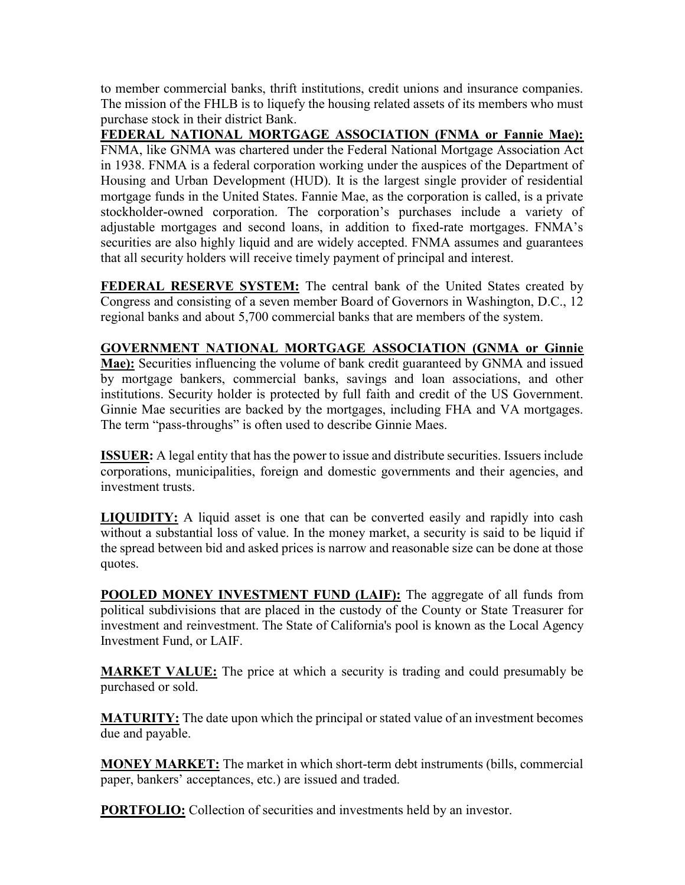to member commercial banks, thrift institutions, credit unions and insurance companies. The mission of the FHLB is to liquefy the housing related assets of its members who must purchase stock in their district Bank.

**FEDERAL NATIONAL MORTGAGE ASSOCIATION (FNMA or Fannie Mae):** FNMA, like GNMA was chartered under the Federal National Mortgage Association Act in 1938. FNMA is a federal corporation working under the auspices of the Department of Housing and Urban Development (HUD). It is the largest single provider of residential mortgage funds in the United States. Fannie Mae, as the corporation is called, is a private stockholder-owned corporation. The corporation's purchases include a variety of adjustable mortgages and second loans, in addition to fixed-rate mortgages. FNMA's securities are also highly liquid and are widely accepted. FNMA assumes and guarantees that all security holders will receive timely payment of principal and interest.

**FEDERAL RESERVE SYSTEM:** The central bank of the United States created by Congress and consisting of a seven member Board of Governors in Washington, D.C., 12 regional banks and about 5,700 commercial banks that are members of the system.

**GOVERNMENT NATIONAL MORTGAGE ASSOCIATION (GNMA or Ginnie Mae):** Securities influencing the volume of bank credit guaranteed by GNMA and issued by mortgage bankers, commercial banks, savings and loan associations, and other institutions. Security holder is protected by full faith and credit of the US Government. Ginnie Mae securities are backed by the mortgages, including FHA and VA mortgages. The term "pass-throughs" is often used to describe Ginnie Maes.

**ISSUER:** A legal entity that has the power to issue and distribute securities. Issuers include corporations, municipalities, foreign and domestic governments and their agencies, and investment trusts.

**LIQUIDITY:** A liquid asset is one that can be converted easily and rapidly into cash without a substantial loss of value. In the money market, a security is said to be liquid if the spread between bid and asked prices is narrow and reasonable size can be done at those quotes.

**POOLED MONEY INVESTMENT FUND (LAIF):** The aggregate of all funds from political subdivisions that are placed in the custody of the County or State Treasurer for investment and reinvestment. The State of California's pool is known as the Local Agency Investment Fund, or LAIF.

**MARKET VALUE:** The price at which a security is trading and could presumably be purchased or sold.

**MATURITY:** The date upon which the principal or stated value of an investment becomes due and payable.

**MONEY MARKET:** The market in which short-term debt instruments (bills, commercial paper, bankers' acceptances, etc.) are issued and traded.

**PORTFOLIO:** Collection of securities and investments held by an investor.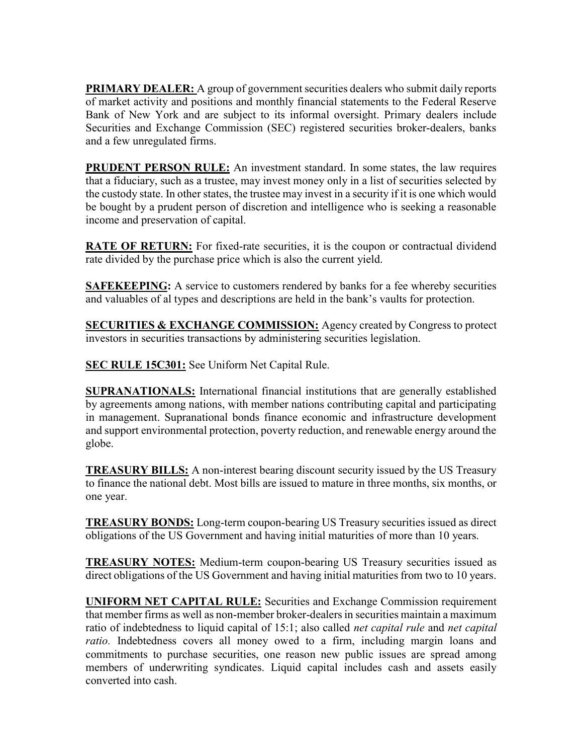**PRIMARY DEALER:** A group of government securities dealers who submit daily reports of market activity and positions and monthly financial statements to the Federal Reserve Bank of New York and are subject to its informal oversight. Primary dealers include Securities and Exchange Commission (SEC) registered securities broker-dealers, banks and a few unregulated firms.

**PRUDENT PERSON RULE:** An investment standard. In some states, the law requires that a fiduciary, such as a trustee, may invest money only in a list of securities selected by the custody state. In other states, the trustee may invest in a security if it is one which would be bought by a prudent person of discretion and intelligence who is seeking a reasonable income and preservation of capital.

**RATE OF RETURN:** For fixed-rate securities, it is the coupon or contractual dividend rate divided by the purchase price which is also the current yield.

**SAFEKEEPING:** A service to customers rendered by banks for a fee whereby securities and valuables of al types and descriptions are held in the bank's vaults for protection.

**SECURITIES & EXCHANGE COMMISSION:** Agency created by Congress to protect investors in securities transactions by administering securities legislation.

**SEC RULE 15C301:** See Uniform Net Capital Rule.

**SUPRANATIONALS:** International financial institutions that are generally established by agreements among nations, with member nations contributing capital and participating in management. Supranational bonds finance economic and infrastructure development and support environmental protection, poverty reduction, and renewable energy around the globe.

**TREASURY BILLS:** A non-interest bearing discount security issued by the US Treasury to finance the national debt. Most bills are issued to mature in three months, six months, or one year.

**TREASURY BONDS:** Long-term coupon-bearing US Treasury securities issued as direct obligations of the US Government and having initial maturities of more than 10 years.

**TREASURY NOTES:** Medium-term coupon-bearing US Treasury securities issued as direct obligations of the US Government and having initial maturities from two to 10 years.

**UNIFORM NET CAPITAL RULE:** Securities and Exchange Commission requirement that member firms as well as non-member broker-dealers in securities maintain a maximum ratio of indebtedness to liquid capital of 15:1; also called *net capital rule* and *net capital ratio*. Indebtedness covers all money owed to a firm, including margin loans and commitments to purchase securities, one reason new public issues are spread among members of underwriting syndicates. Liquid capital includes cash and assets easily converted into cash.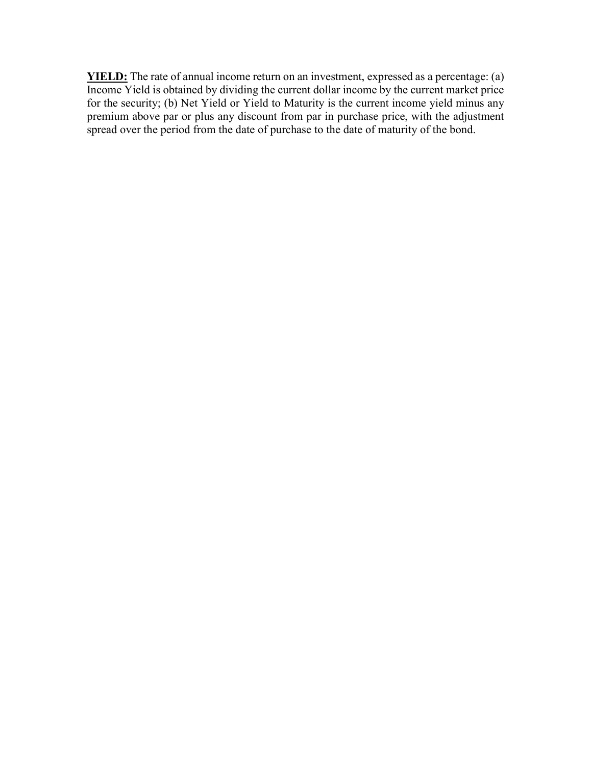**<u>YIELD:</u>** The rate of annual income return on an investment, expressed as a percentage: (a) Income Yield is obtained by dividing the current dollar income by the current market price for the security; (b) Net Yield or Yield to Maturity is the current income yield minus any premium above par or plus any discount from par in purchase price, with the adjustment spread over the period from the date of purchase to the date of maturity of the bond.